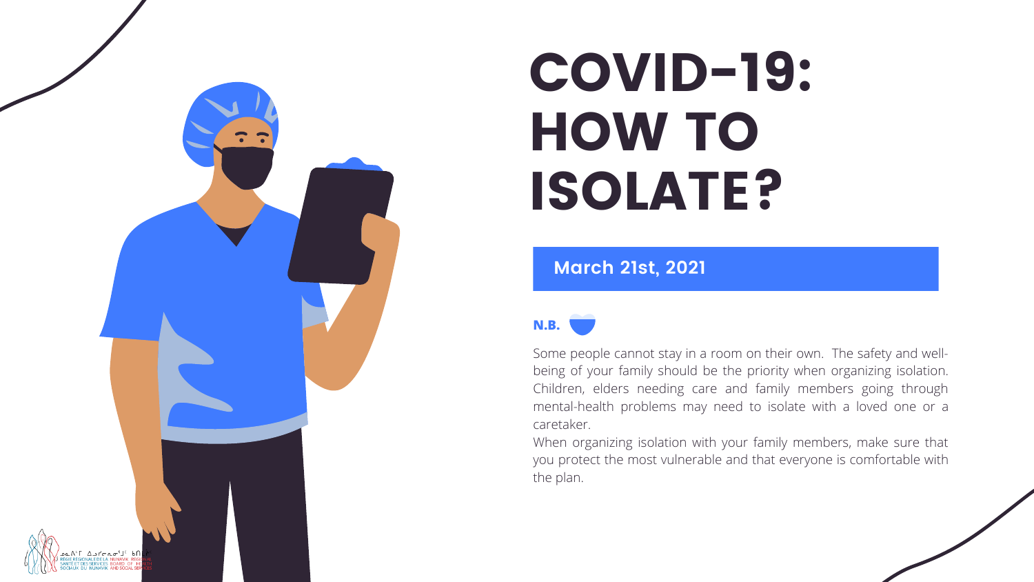# COVID-19: HOW TO ISOLATE?

**March 21st, 2021**

**N.B.**

Some people cannot stay in a room on their own. The safety and well-being of your family should be the priority when organizing isolation. Children, elders needing care and family members going through mental-health problems may need to isolate with a loved one or a caretaker.

When organizing isolation with your family members, make sure that you protect the most vulnerable and that everyone is comfortable with the plan.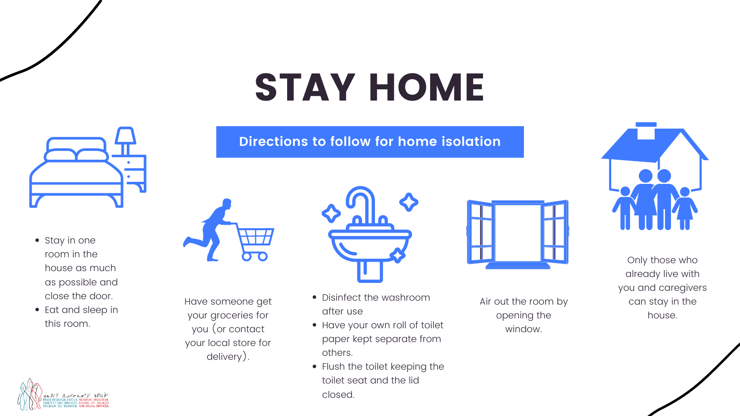# STAY HOME

## Directions to follow for home isolation

- Stay in one room in the house as much as possible and close the door.
- Eat and sleep in this room.

Have someone get your groceries for you (or contact your local store for delivery).

- Disinfect the washroom after use
- Have your own roll of toilet paper kept separate from others.
- Flush the toilet keeping the toilet seat and the lid closed.

Air out the room by opening the window.

Only those who already live with you and caregivers can stay in the house.

ᓄᓇᕕᒻᒥ ᐃᓅᓯᓕᕆᓂᕐᒧᑦ ᑲᒪᒃᑎ
RÉGIE RÉGIONALE DE LA SANTÉ ET DES SERVICES SOCIAUX DU NUNAVIK
NUNAVIK REGIONAL BOARD OF HEALTH AND SOCIAL SERVICES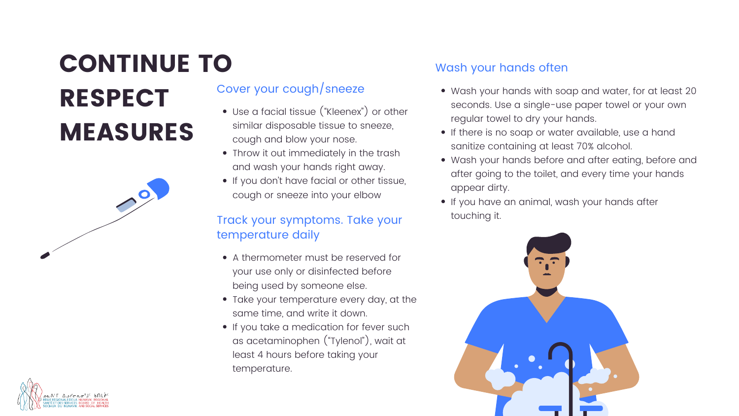# CONTINUE TO RESPECT MEASURES

## Cover your cough/sneeze

- Use a facial tissue ("Kleenex") or other similar disposable tissue to sneeze, cough and blow your nose.
- Throw it out immediately in the trash and wash your hands right away.
- If you don't have facial or other tissue, cough or sneeze into your elbow

## Track your symptoms. Take your temperature daily

- A thermometer must be reserved for your use only or disinfected before being used by someone else.
- Take your temperature every day, at the same time, and write it down.
- If you take a medication for fever such as acetaminophen ("Tylenol"), wait at least 4 hours before taking your temperature.

## Wash your hands often

- Wash your hands with soap and water, for at least 20 seconds. Use a single-use paper towel or your own regular towel to dry your hands.
- If there is no soap or water available, use a hand sanitize containing at least 70% alcohol.
- Wash your hands before and after eating, before and after going to the toilet, and every time your hands appear dirty.
- If you have an animal, wash your hands after touching it.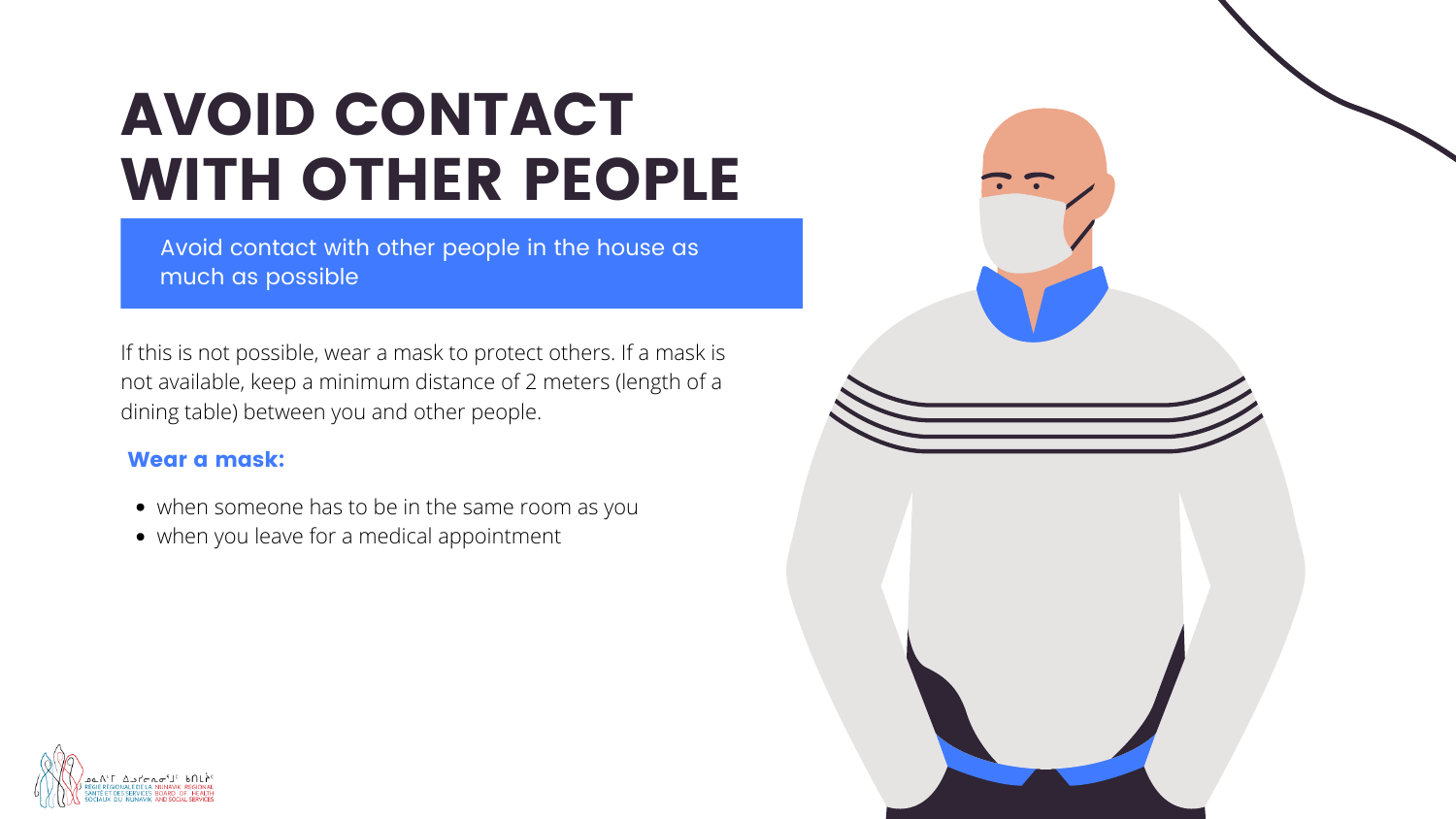# AVOID CONTACT WITH OTHER PEOPLE

Avoid contact with other people in the house as much as possible

If this is not possible, wear a mask to protect others. If a mask is not available, keep a minimum distance of 2 meters (length of a dining table) between you and other people.

**Wear a mask:**

- when someone has to be in the same room as you
- when you leave for a medical appointment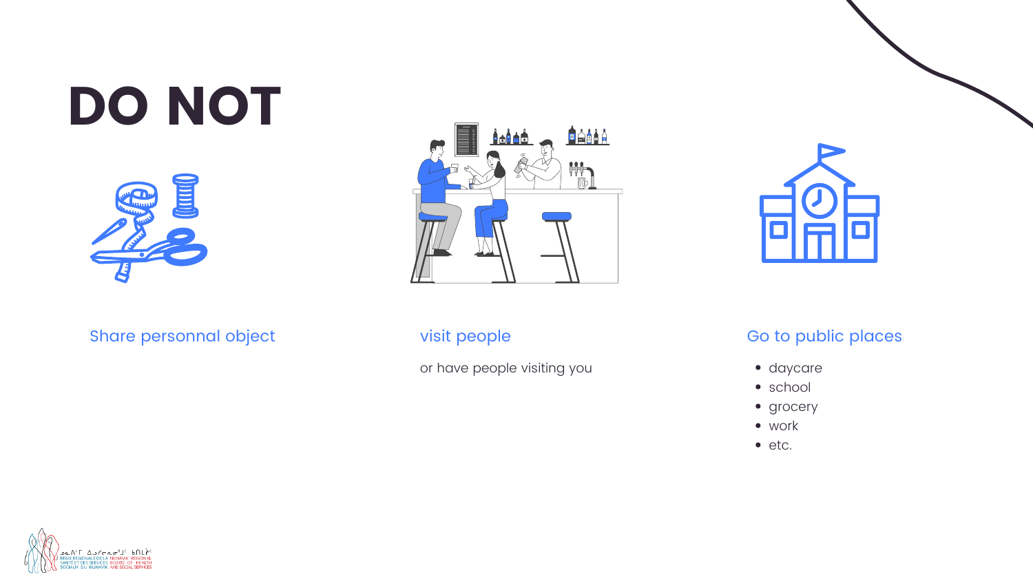# DO NOT

### Share personnal object

### visit people

or have people visiting you

### Go to public places

- daycare
- school
- grocery
- work
- etc.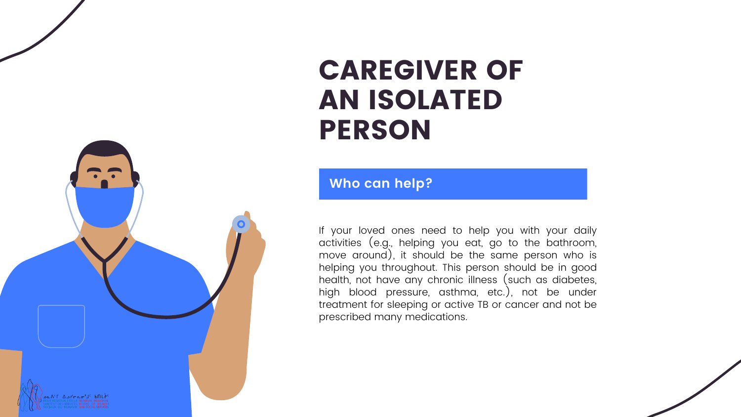# CAREGIVER OF AN ISOLATED PERSON

## Who can help?

If your loved ones need to help you with your daily activities (e.g., helping you eat, go to the bathroom, move around), it should be the same person who is helping you throughout. This person should be in good health, not have any chronic illness (such as diabetes, high blood pressure, asthma, etc.), not be under treatment for sleeping or active TB or cancer and not be prescribed many medications.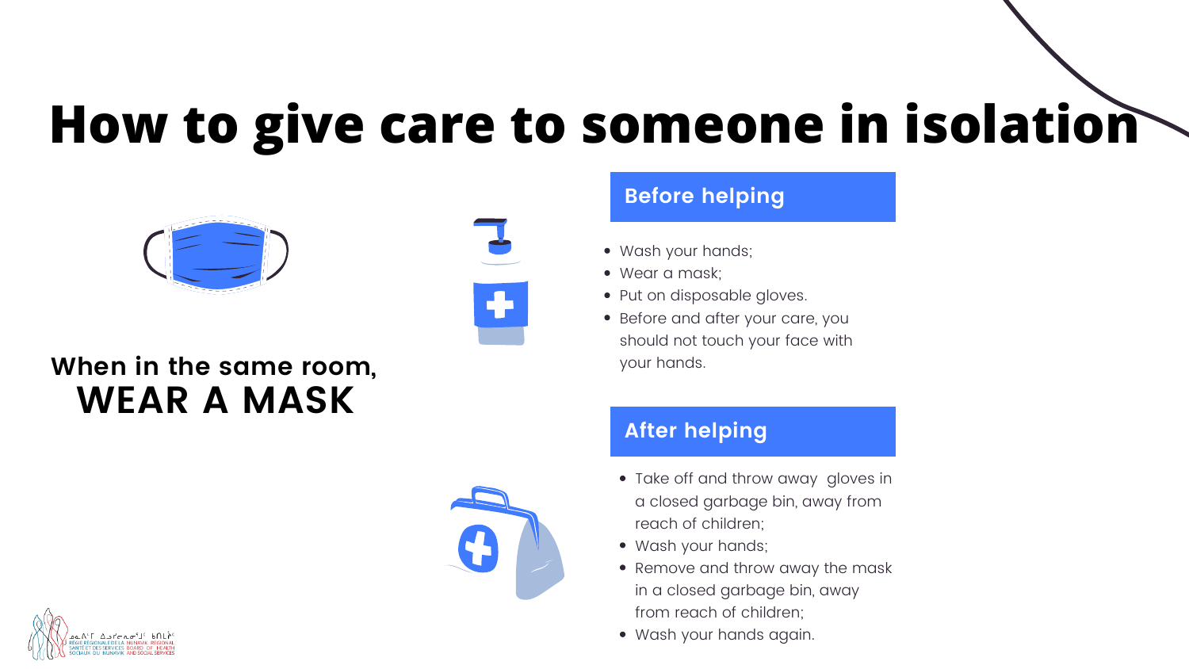# How to give care to someone in isolation

**When in the same room,**
**WEAR A MASK**

## Before helping

- Wash your hands;
- Wear a mask;
- Put on disposable gloves.
- Before and after your care, you should not touch your face with your hands.

## After helping

- Take off and throw away gloves in a closed garbage bin, away from reach of children;
- Wash your hands;
- Remove and throw away the mask in a closed garbage bin, away from reach of children;
- Wash your hands again.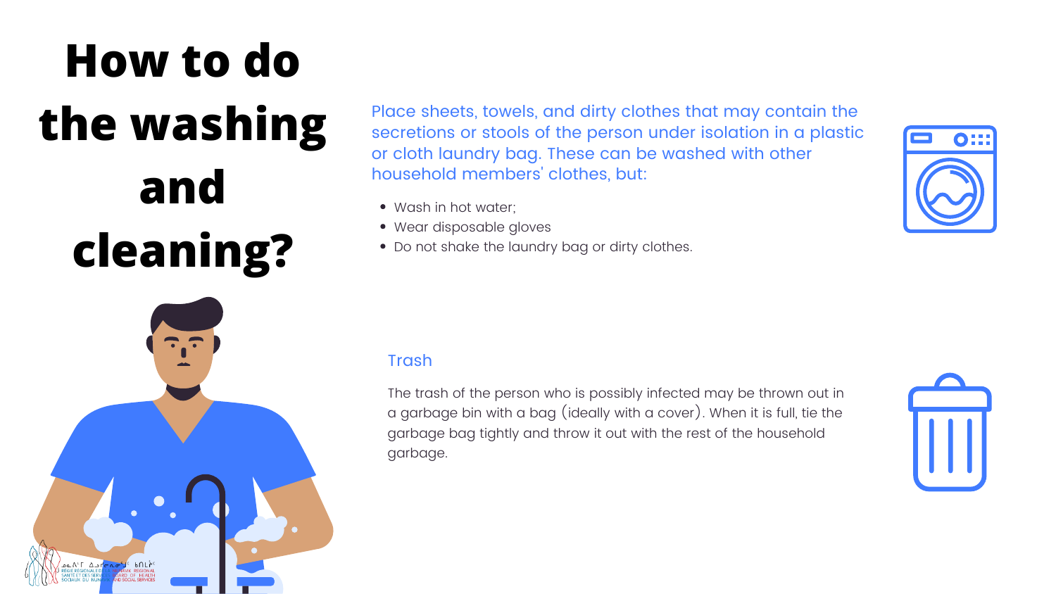# How to do the washing and cleaning?

Place sheets, towels, and dirty clothes that may contain the secretions or stools of the person under isolation in a plastic or cloth laundry bag. These can be washed with other household members' clothes, but:

- Wash in hot water;
- Wear disposable gloves
- Do not shake the laundry bag or dirty clothes.

## Trash

The trash of the person who is possibly infected may be thrown out in a garbage bin with a bag (ideally with a cover). When it is full, tie the garbage bag tightly and throw it out with the rest of the household garbage.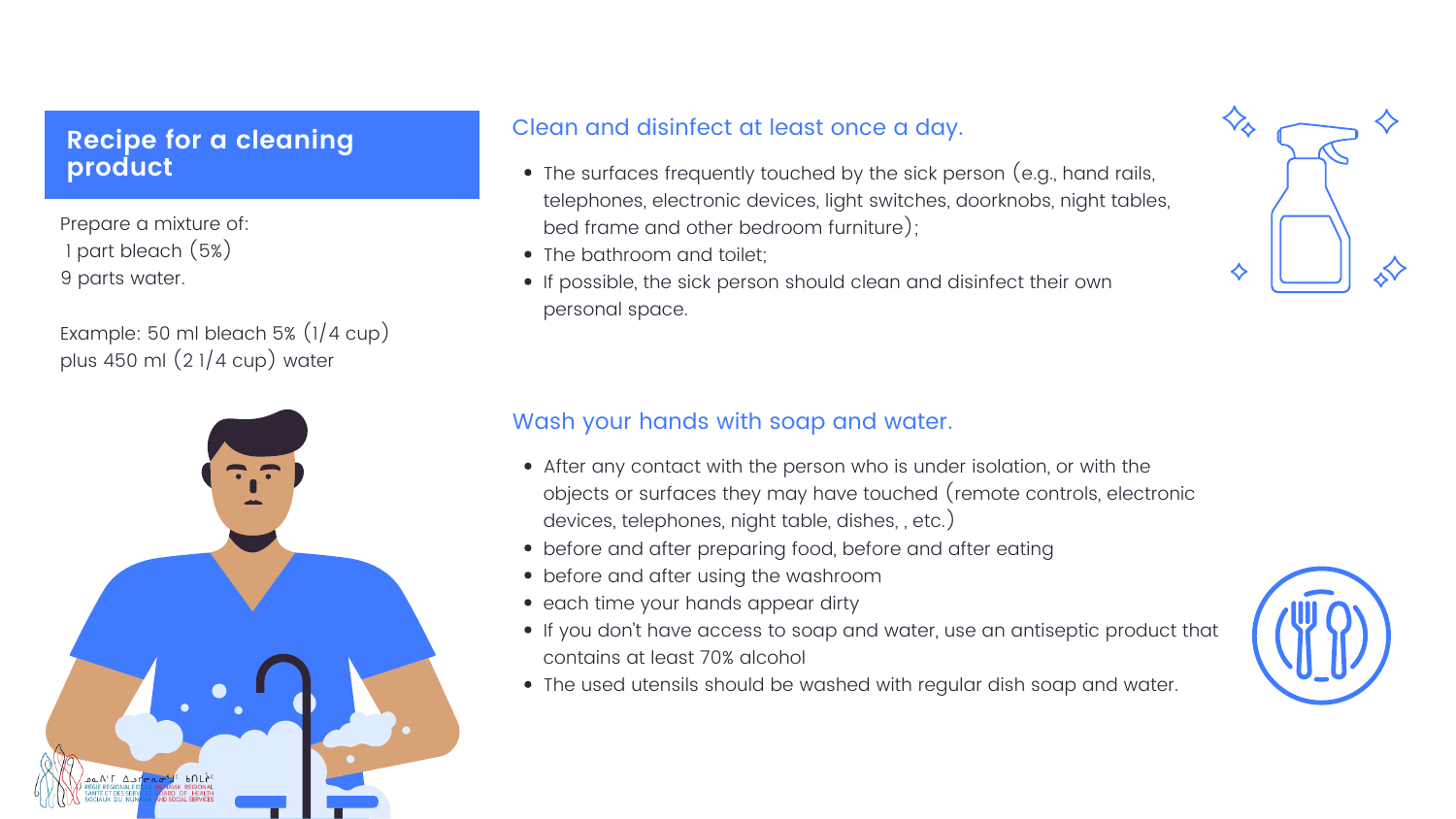## Recipe for a cleaning product

Prepare a mixture of:
1 part bleach (5%)
9 parts water.

Example: 50 ml bleach 5% (1/4 cup)
plus 450 ml (2 1/4 cup) water

### Clean and disinfect at least once a day.

- The surfaces frequently touched by the sick person (e.g., hand rails, telephones, electronic devices, light switches, doorknobs, night tables, bed frame and other bedroom furniture);
- The bathroom and toilet;
- If possible, the sick person should clean and disinfect their own personal space.

### Wash your hands with soap and water.

- After any contact with the person who is under isolation, or with the objects or surfaces they may have touched (remote controls, electronic devices, telephones, night table, dishes, , etc.)
- before and after preparing food, before and after eating
- before and after using the washroom
- each time your hands appear dirty
- If you don't have access to soap and water, use an antiseptic product that contains at least 70% alcohol
- The used utensils should be washed with regular dish soap and water.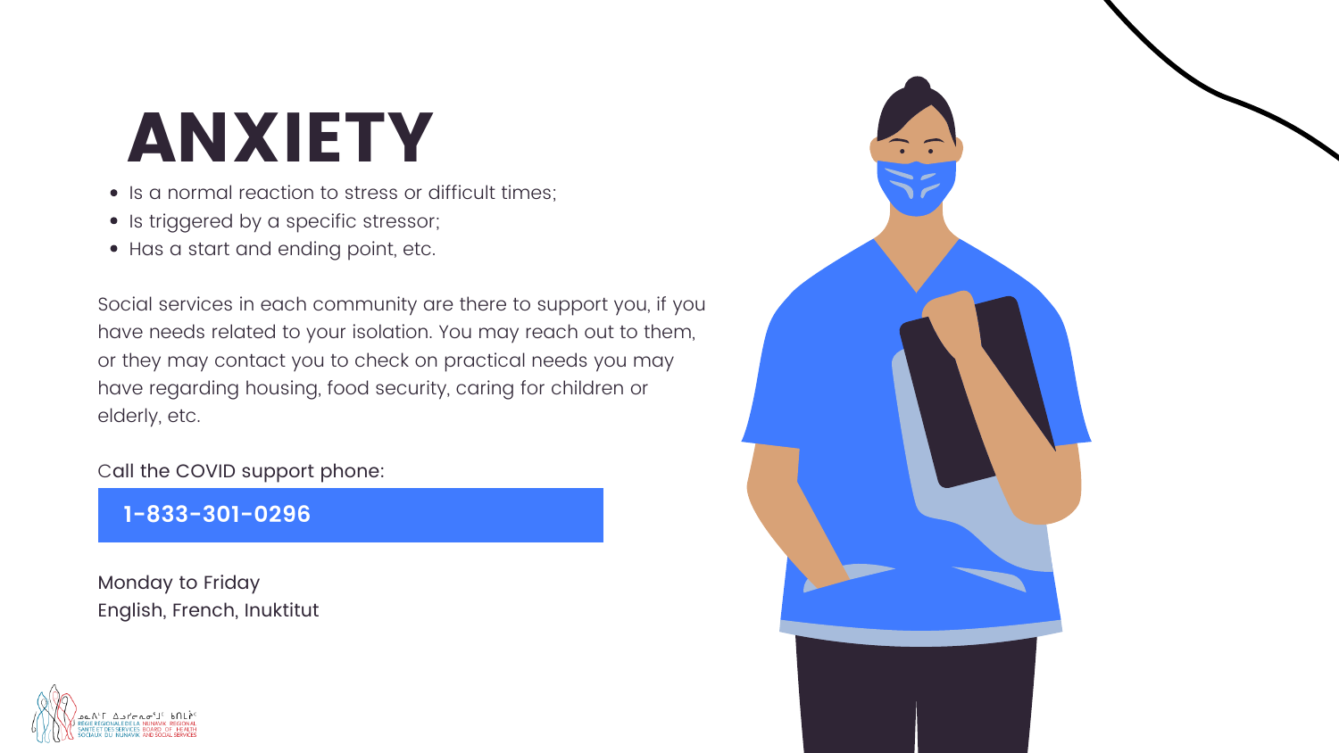# ANXIETY

- Is a normal reaction to stress or difficult times;
- Is triggered by a specific stressor;
- Has a start and ending point, etc.

Social services in each community are there to support you, if you have needs related to your isolation. You may reach out to them, or they may contact you to check on practical needs you may have regarding housing, food security, caring for children or elderly, etc.

Call the COVID support phone:

**1-833-301-0296**

Monday to Friday
English, French, Inuktitut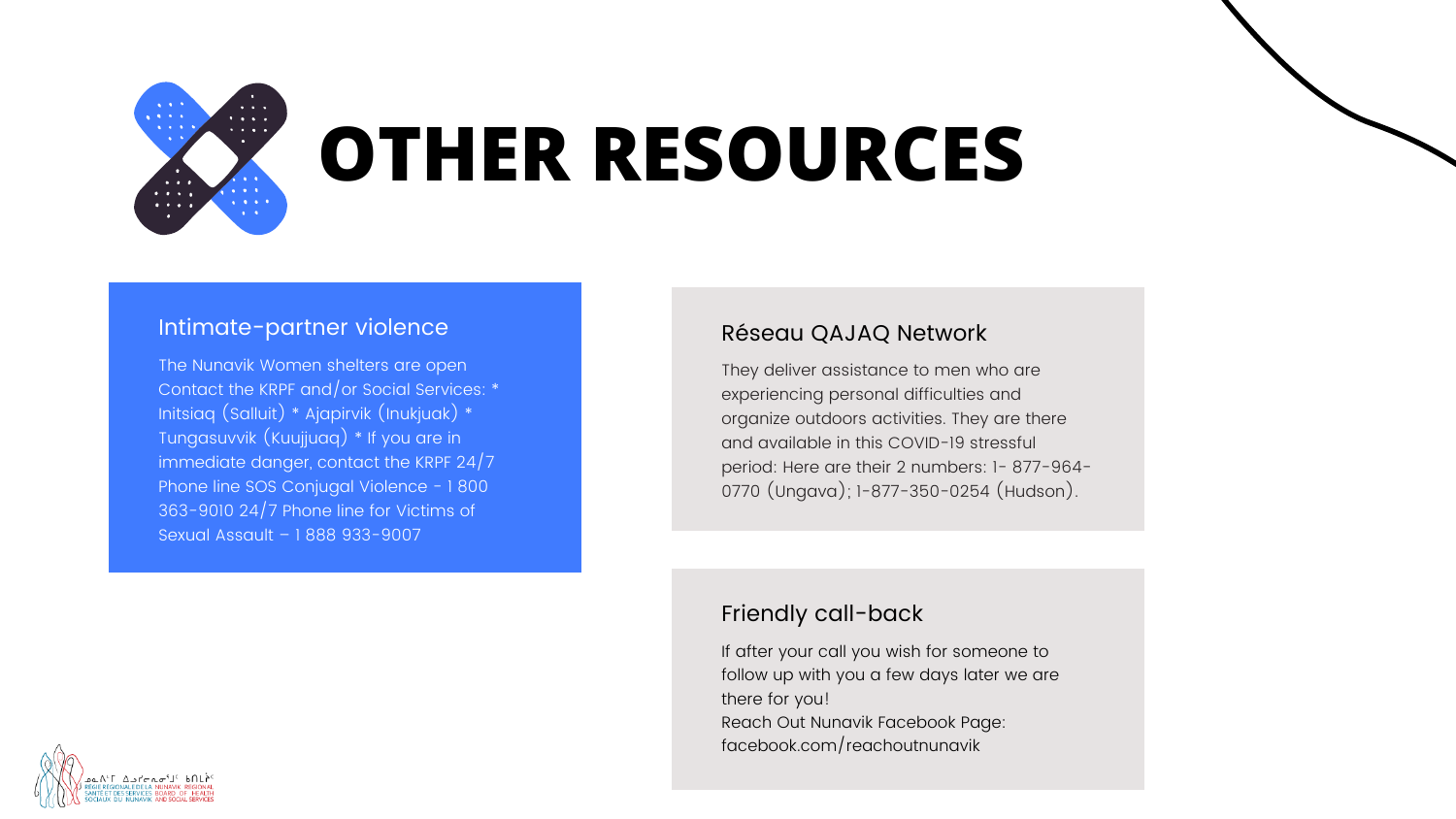# OTHER RESOURCES

## Intimate-partner violence

The Nunavik Women shelters are open Contact the KRPF and/or Social Services: * Initsiaq (Salluit) * Ajapirvik (Inukjuak) * Tungasuvvik (Kuujjuaq) * If you are in immediate danger, contact the KRPF 24/7 Phone line SOS Conjugal Violence - 1 800 363-9010 24/7 Phone line for Victims of Sexual Assault – 1 888 933-9007

## Réseau QAJAQ Network

They deliver assistance to men who are experiencing personal difficulties and organize outdoors activities. They are there and available in this COVID-19 stressful period: Here are their 2 numbers: 1- 877-964-0770 (Ungava); 1-877-350-0254 (Hudson).

## Friendly call-back

If after your call you wish for someone to follow up with you a few days later we are there for you!
Reach Out Nunavik Facebook Page:
facebook.com/reachoutnunavik

ᓄᓇᕕᒻᒥ ᐃᓅᓯᓕᕆᓂᕐᒧᑦ ᑲᑎᒪᔨᕐᔪᐊᑦ
RÉGIE RÉGIONALE DE LA SANTÉ ET DES SERVICES SOCIAUX DU NUNAVIK
NUNAVIK REGIONAL BOARD OF HEALTH AND SOCIAL SERVICES